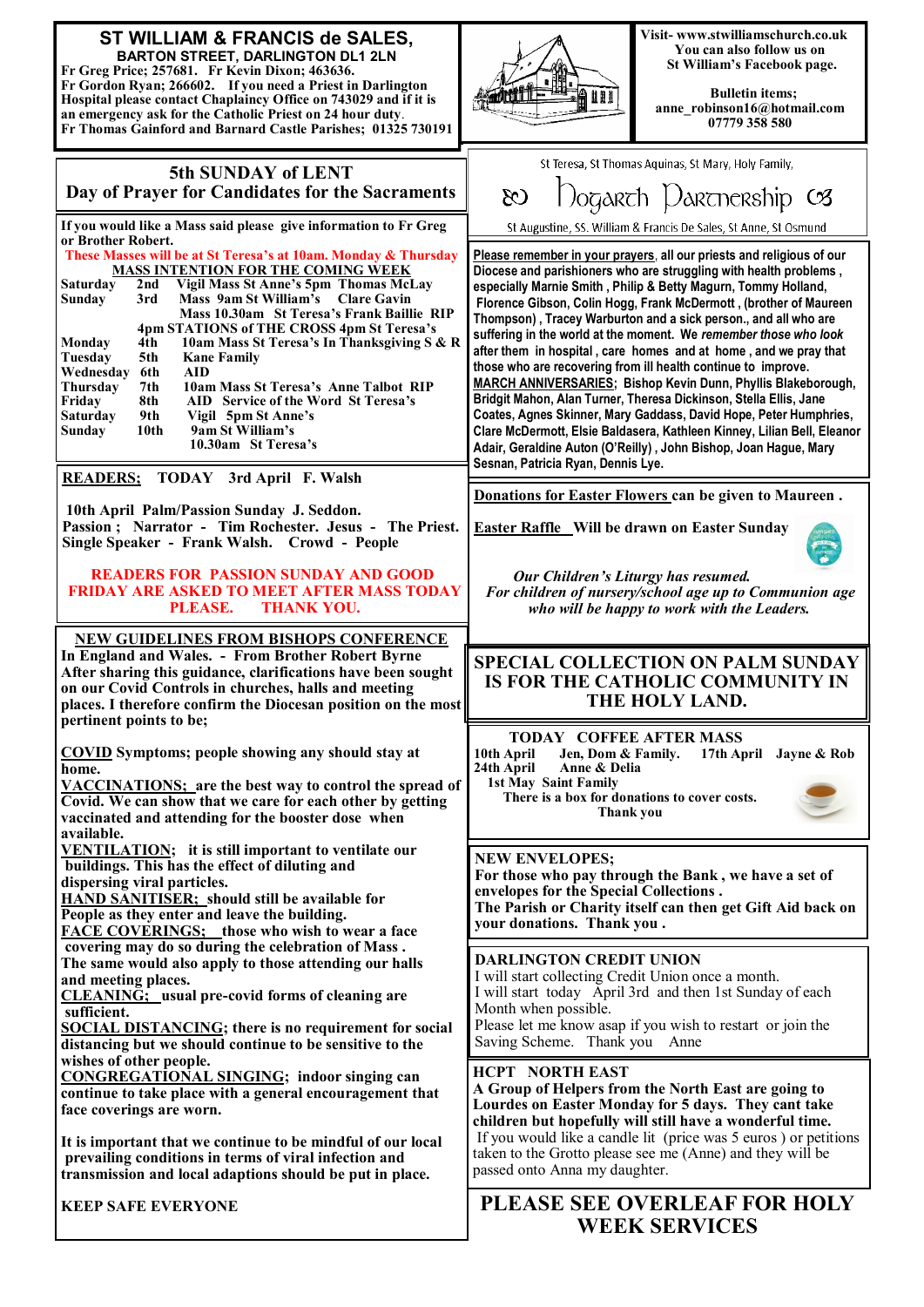# ST WILLIAM & FRANCIS de SALES,

**BARTON STREET, DARLINGTON DL1 2LN**

**Fr Greg Price; 257681. Fr Kevin Dixon; 463636.**
**Fr Gordon Ryan; 266602. If you need a Priest in Darlington Hospital please contact Chaplaincy Office on 743029 and if it is an emergency ask for the Catholic Priest on 24 hour duty.**
**Fr Thomas Gainford and Barnard Castle Parishes; 01325 730191**

**Visit- www.stwilliamschurch.co.uk**
**You can also follow us on St William's Facebook page.**

**Bulletin items; anne_robinson16@hotmail.com 07779 358 580**

## 5th SUNDAY of LENT
## Day of Prayer for Candidates for the Sacraments

St Teresa, St Thomas Aquinas, St Mary, Holy Family,

**Hogarth Partnership**

St Augustine, SS. William & Francis De Sales, St Anne, St Osmund

**If you would like a Mass said please give information to Fr Greg or Brother Robert.**

**These Masses will be at St Teresa's at 10am. Monday & Thursday**

**MASS INTENTION FOR THE COMING WEEK**

| | | |
|---|---|---|
| **Saturday** | **2nd** | **Vigil Mass St Anne's 5pm Thomas McLay** |
| **Sunday** | **3rd** | **Mass 9am St William's Clare Gavin** |
| | | **Mass 10.30am St Teresa's Frank Baillie RIP** |
| | | **4pm STATIONS of THE CROSS 4pm St Teresa's** |
| **Monday** | **4th** | **10am Mass St Teresa's In Thanksgiving S & R** |
| **Tuesday** | **5th** | **Kane Family** |
| **Wednesday** | **6th** | **AID** |
| **Thursday** | **7th** | **10am Mass St Teresa' Anne Talbot RIP** |
| **Friday** | **8th** | **AID Service of the Word St Teresa's** |
| **Saturday** | **9th** | **Vigil 5pm St Anne's** |
| **Sunday** | **10th** | **9am St William's** |
| | | **10.30am St Teresa's** |

**READERS; TODAY 3rd April F. Walsh**

**10th April Palm/Passion Sunday J. Seddon.**
**Passion ; Narrator - Tim Rochester. Jesus - The Priest. Single Speaker - Frank Walsh. Crowd - People**

**READERS FOR PASSION SUNDAY AND GOOD FRIDAY ARE ASKED TO MEET AFTER MASS TODAY PLEASE. THANK YOU.**

### NEW GUIDELINES FROM BISHOPS CONFERENCE

**In England and Wales. - From Brother Robert Byrne**
**After sharing this guidance, clarifications have been sought on our Covid Controls in churches, halls and meeting places. I therefore confirm the Diocesan position on the most pertinent points to be;**

**COVID Symptoms; people showing any should stay at home.**

**VACCINATIONS; are the best way to control the spread of Covid. We can show that we care for each other by getting vaccinated and attending for the booster dose when available.**

**VENTILATION; it is still important to ventilate our buildings. This has the effect of diluting and dispersing viral particles.**

**HAND SANITISER; should still be available for People as they enter and leave the building.**

**FACE COVERINGS; those who wish to wear a face covering may do so during the celebration of Mass . The same would also apply to those attending our halls and meeting places.**

**CLEANING; usual pre-covid forms of cleaning are sufficient.**

**SOCIAL DISTANCING; there is no requirement for social distancing but we should continue to be sensitive to the wishes of other people.**

**CONGREGATIONAL SINGING; indoor singing can continue to take place with a general encouragement that face coverings are worn.**

**It is important that we continue to be mindful of our local prevailing conditions in terms of viral infection and transmission and local adaptions should be put in place.**

**KEEP SAFE EVERYONE**

**Please remember in your prayers, all our priests and religious of our Diocese and parishioners who are struggling with health problems , especially Marnie Smith , Philip & Betty Magurn, Tommy Holland, Florence Gibson, Colin Hogg, Frank McDermott , (brother of Maureen Thompson) , Tracey Warburton and a sick person., and all who are suffering in the world at the moment. We *remember those who look* after them in hospital , care homes and at home , and we pray that those who are recovering from ill health continue to improve.**

**MARCH ANNIVERSARIES; Bishop Kevin Dunn, Phyllis Blakeborough, Bridgit Mahon, Alan Turner, Theresa Dickinson, Stella Ellis, Jane Coates, Agnes Skinner, Mary Gaddass, David Hope, Peter Humphries, Clare McDermott, Elsie Baldasera, Kathleen Kinney, Lilian Bell, Eleanor Adair, Geraldine Auton (O'Reilly) , John Bishop, Joan Hague, Mary Sesnan, Patricia Ryan, Dennis Lye.**

**Donations for Easter Flowers can be given to Maureen .**

**Easter Raffle Will be drawn on Easter Sunday**

***Our Children's Liturgy has resumed. For children of nursery/school age up to Communion age who will be happy to work with the Leaders.***

## SPECIAL COLLECTION ON PALM SUNDAY IS FOR THE CATHOLIC COMMUNITY IN THE HOLY LAND.

**TODAY COFFEE AFTER MASS**

**10th April Jen, Dom & Family. 17th April Jayne & Rob**
**24th April Anne & Delia**
**1st May Saint Family**
**There is a box for donations to cover costs.**
**Thank you**

**NEW ENVELOPES;**
**For those who pay through the Bank , we have a set of envelopes for the Special Collections .**
**The Parish or Charity itself can then get Gift Aid back on your donations. Thank you .**

**DARLINGTON CREDIT UNION**
I will start collecting Credit Union once a month.
I will start today April 3rd and then 1st Sunday of each Month when possible.
Please let me know asap if you wish to restart or join the Saving Scheme. Thank you Anne

**HCPT NORTH EAST**
**A Group of Helpers from the North East are going to Lourdes on Easter Monday for 5 days. They cant take children but hopefully will still have a wonderful time.**
If you would like a candle lit (price was 5 euros ) or petitions taken to the Grotto please see me (Anne) and they will be passed onto Anna my daughter.

## PLEASE SEE OVERLEAF FOR HOLY WEEK SERVICES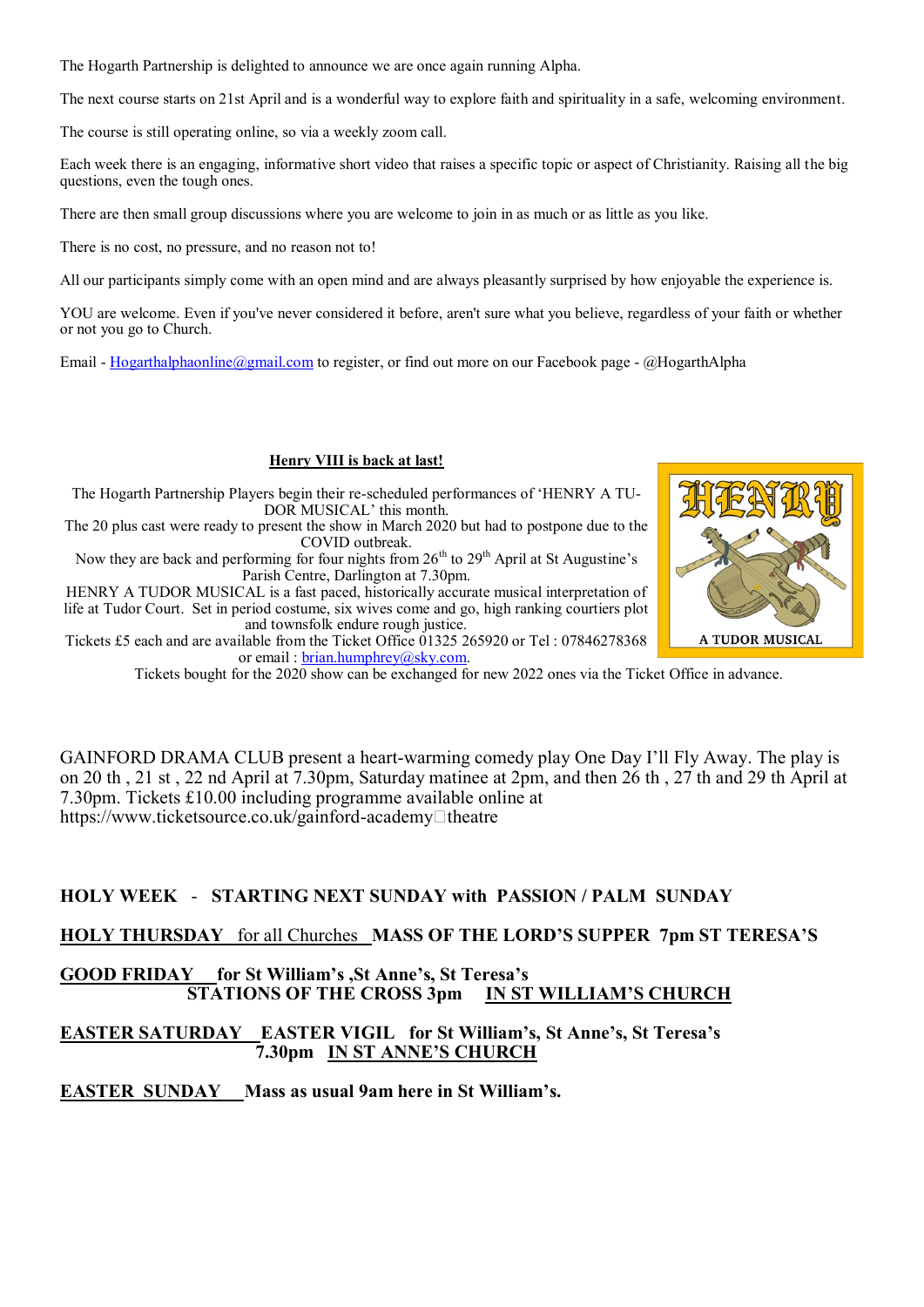The Hogarth Partnership is delighted to announce we are once again running Alpha.

The next course starts on 21st April and is a wonderful way to explore faith and spirituality in a safe, welcoming environment.

The course is still operating online, so via a weekly zoom call.

Each week there is an engaging, informative short video that raises a specific topic or aspect of Christianity. Raising all the big questions, even the tough ones.

There are then small group discussions where you are welcome to join in as much or as little as you like.

There is no cost, no pressure, and no reason not to!

All our participants simply come with an open mind and are always pleasantly surprised by how enjoyable the experience is.

YOU are welcome. Even if you've never considered it before, aren't sure what you believe, regardless of your faith or whether or not you go to Church.

Email - Hogarthalphaonline@gmail.com to register, or find out more on our Facebook page - @HogarthAlpha

**Henry VIII is back at last!**

The Hogarth Partnership Players begin their re-scheduled performances of 'HENRY A TUDOR MUSICAL' this month.
The 20 plus cast were ready to present the show in March 2020 but had to postpone due to the COVID outbreak.
Now they are back and performing for four nights from 26th to 29th April at St Augustine's Parish Centre, Darlington at 7.30pm.
HENRY A TUDOR MUSICAL is a fast paced, historically accurate musical interpretation of life at Tudor Court. Set in period costume, six wives come and go, high ranking courtiers plot and townsfolk endure rough justice.
Tickets £5 each and are available from the Ticket Office 01325 265920 or Tel : 07846278368 or email : brian.humphrey@sky.com.

HENRY

A TUDOR MUSICAL

Tickets bought for the 2020 show can be exchanged for new 2022 ones via the Ticket Office in advance.

GAINFORD DRAMA CLUB present a heart-warming comedy play One Day I'll Fly Away. The play is on 20 th , 21 st , 22 nd April at 7.30pm, Saturday matinee at 2pm, and then 26 th , 27 th and 29 th April at 7.30pm. Tickets £10.00 including programme available online at https://www.ticketsource.co.uk/gainford-academy theatre

**HOLY WEEK - STARTING NEXT SUNDAY with PASSION / PALM SUNDAY**

**HOLY THURSDAY** for all Churches **MASS OF THE LORD'S SUPPER 7pm ST TERESA'S**

**GOOD FRIDAY for St William's ,St Anne's, St Teresa's**
**STATIONS OF THE CROSS 3pm IN ST WILLIAM'S CHURCH**

**EASTER SATURDAY EASTER VIGIL for St William's, St Anne's, St Teresa's**
**7.30pm IN ST ANNE'S CHURCH**

**EASTER SUNDAY Mass as usual 9am here in St William's.**